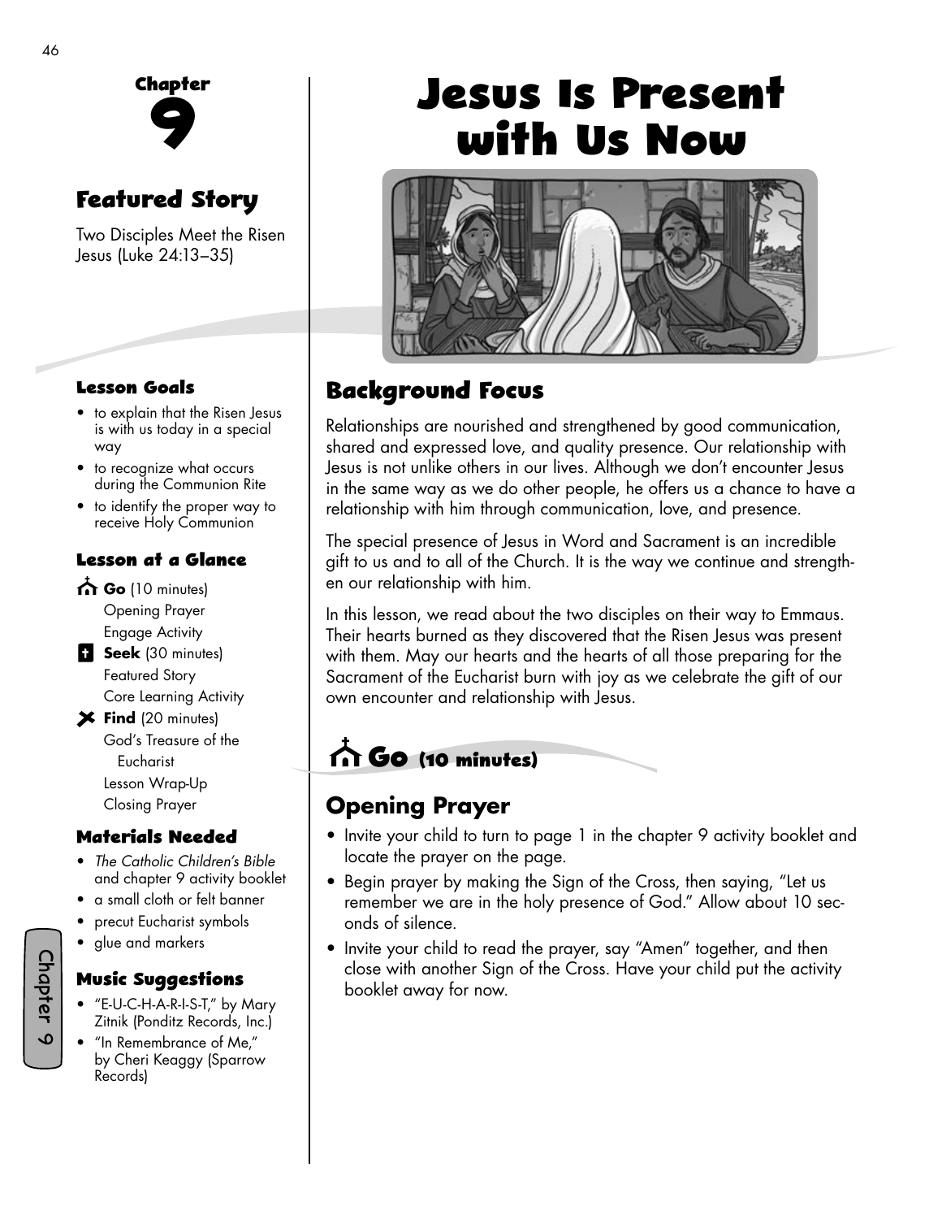# Jesus Is Present with Us Now

## Chapter 9

### Featured Story

Two Disciples Meet the Risen Jesus (Luke 24:13–35)

#### Lesson Goals

- to explain that the Risen Jesus is with us today in a special way
- to recognize what occurs during the Communion Rite
- to identify the proper way to receive Holy Communion

#### Lesson at a Glance

**Go** (10 minutes)
Opening Prayer
Engage Activity

**Seek** (30 minutes)
Featured Story
Core Learning Activity

**Find** (20 minutes)
God's Treasure of the Eucharist
Lesson Wrap-Up
Closing Prayer

#### Materials Needed

- *The Catholic Children's Bible* and chapter 9 activity booklet
- a small cloth or felt banner
- precut Eucharist symbols
- glue and markers

#### Music Suggestions

- "E-U-C-H-A-R-I-S-T," by Mary Zitnik (Ponditz Records, Inc.)
- "In Remembrance of Me," by Cheri Keaggy (Sparrow Records)

## Background Focus

Relationships are nourished and strengthened by good communication, shared and expressed love, and quality presence. Our relationship with Jesus is not unlike others in our lives. Although we don't encounter Jesus in the same way as we do other people, he offers us a chance to have a relationship with him through communication, love, and presence.

The special presence of Jesus in Word and Sacrament is an incredible gift to us and to all of the Church. It is the way we continue and strengthen our relationship with him.

In this lesson, we read about the two disciples on their way to Emmaus. Their hearts burned as they discovered that the Risen Jesus was present with them. May our hearts and the hearts of all those preparing for the Sacrament of the Eucharist burn with joy as we celebrate the gift of our own encounter and relationship with Jesus.

## Go (10 minutes)

### Opening Prayer

- Invite your child to turn to page 1 in the chapter 9 activity booklet and locate the prayer on the page.
- Begin prayer by making the Sign of the Cross, then saying, "Let us remember we are in the holy presence of God." Allow about 10 seconds of silence.
- Invite your child to read the prayer, say "Amen" together, and then close with another Sign of the Cross. Have your child put the activity booklet away for now.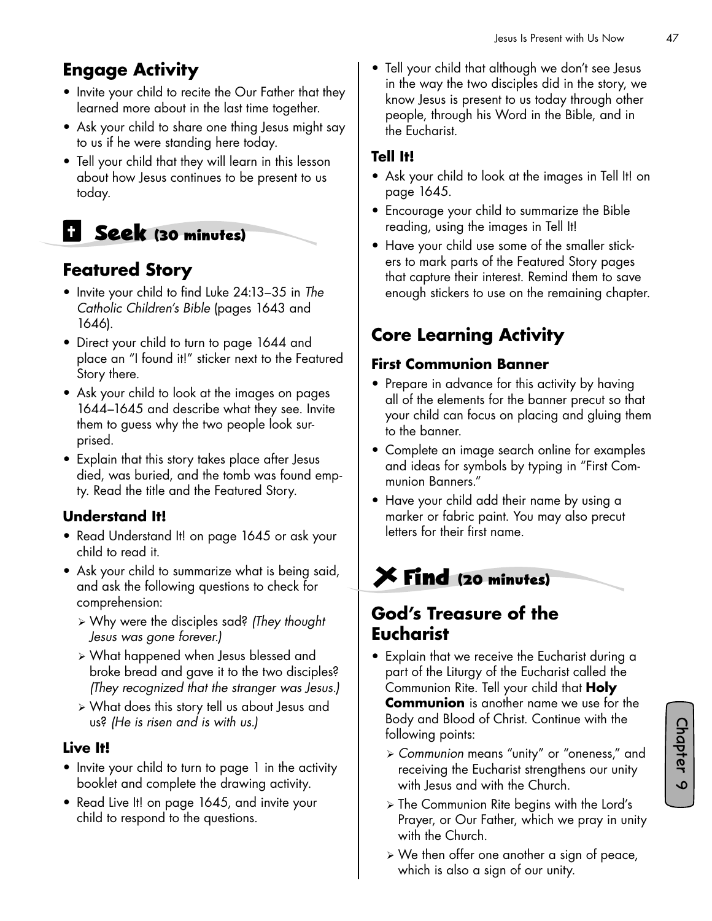## Engage Activity

- Invite your child to recite the Our Father that they learned more about in the last time together.
- Ask your child to share one thing Jesus might say to us if he were standing here today.
- Tell your child that they will learn in this lesson about how Jesus continues to be present to us today.

# Seek (30 minutes)

## Featured Story

- Invite your child to find Luke 24:13–35 in *The Catholic Children's Bible* (pages 1643 and 1646).
- Direct your child to turn to page 1644 and place an "I found it!" sticker next to the Featured Story there.
- Ask your child to look at the images on pages 1644–1645 and describe what they see. Invite them to guess why the two people look surprised.
- Explain that this story takes place after Jesus died, was buried, and the tomb was found empty. Read the title and the Featured Story.

### Understand It!

- Read Understand It! on page 1645 or ask your child to read it.
- Ask your child to summarize what is being said, and ask the following questions to check for comprehension:
  - Why were the disciples sad? *(They thought Jesus was gone forever.)*
  - What happened when Jesus blessed and broke bread and gave it to the two disciples? *(They recognized that the stranger was Jesus.)*
  - What does this story tell us about Jesus and us? *(He is risen and is with us.)*

### Live It!

- Invite your child to turn to page 1 in the activity booklet and complete the drawing activity.
- Read Live It! on page 1645, and invite your child to respond to the questions.
- Tell your child that although we don't see Jesus in the way the two disciples did in the story, we know Jesus is present to us today through other people, through his Word in the Bible, and in the Eucharist.

### Tell It!

- Ask your child to look at the images in Tell It! on page 1645.
- Encourage your child to summarize the Bible reading, using the images in Tell It!
- Have your child use some of the smaller stickers to mark parts of the Featured Story pages that capture their interest. Remind them to save enough stickers to use on the remaining chapter.

## Core Learning Activity

### First Communion Banner

- Prepare in advance for this activity by having all of the elements for the banner precut so that your child can focus on placing and gluing them to the banner.
- Complete an image search online for examples and ideas for symbols by typing in "First Communion Banners."
- Have your child add their name by using a marker or fabric paint. You may also precut letters for their first name.

# Find (20 minutes)

## God's Treasure of the Eucharist

- Explain that we receive the Eucharist during a part of the Liturgy of the Eucharist called the Communion Rite. Tell your child that **Holy Communion** is another name we use for the Body and Blood of Christ. Continue with the following points:
  - *Communion* means "unity" or "oneness," and receiving the Eucharist strengthens our unity with Jesus and with the Church.
  - The Communion Rite begins with the Lord's Prayer, or Our Father, which we pray in unity with the Church.
  - We then offer one another a sign of peace, which is also a sign of our unity.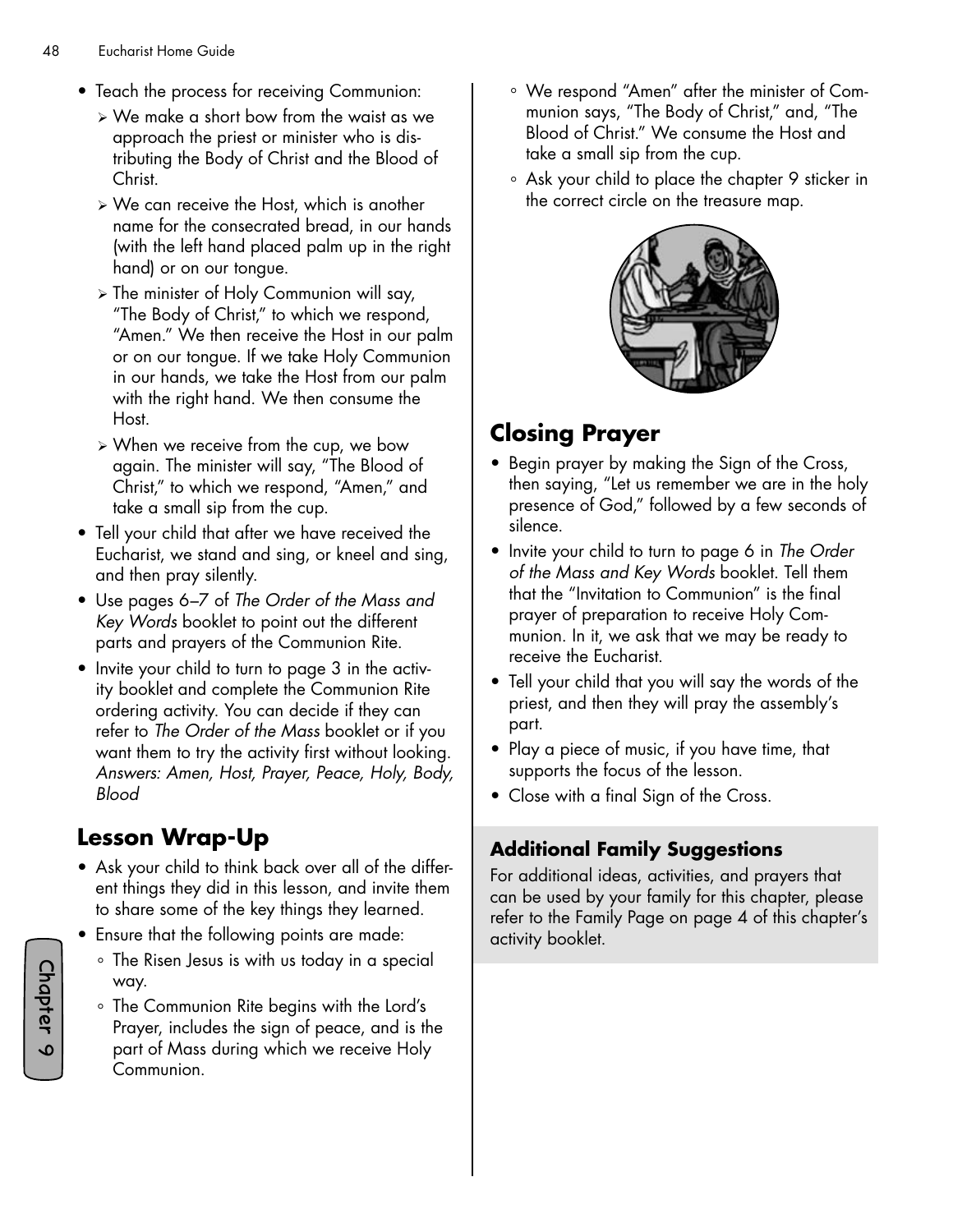- Teach the process for receiving Communion:
  - We make a short bow from the waist as we approach the priest or minister who is distributing the Body of Christ and the Blood of Christ.
  - We can receive the Host, which is another name for the consecrated bread, in our hands (with the left hand placed palm up in the right hand) or on our tongue.
  - The minister of Holy Communion will say, "The Body of Christ," to which we respond, "Amen." We then receive the Host in our palm or on our tongue. If we take Holy Communion in our hands, we take the Host from our palm with the right hand. We then consume the Host.
  - When we receive from the cup, we bow again. The minister will say, "The Blood of Christ," to which we respond, "Amen," and take a small sip from the cup.
- Tell your child that after we have received the Eucharist, we stand and sing, or kneel and sing, and then pray silently.
- Use pages 6–7 of *The Order of the Mass and Key Words* booklet to point out the different parts and prayers of the Communion Rite.
- Invite your child to turn to page 3 in the activity booklet and complete the Communion Rite ordering activity. You can decide if they can refer to *The Order of the Mass* booklet or if you want them to try the activity first without looking. *Answers: Amen, Host, Prayer, Peace, Holy, Body, Blood*

## Lesson Wrap-Up

- Ask your child to think back over all of the different things they did in this lesson, and invite them to share some of the key things they learned.
- Ensure that the following points are made:
  - The Risen Jesus is with us today in a special way.
  - The Communion Rite begins with the Lord's Prayer, includes the sign of peace, and is the part of Mass during which we receive Holy Communion.
  - We respond "Amen" after the minister of Communion says, "The Body of Christ," and, "The Blood of Christ." We consume the Host and take a small sip from the cup.
  - Ask your child to place the chapter 9 sticker in the correct circle on the treasure map.

## Closing Prayer

- Begin prayer by making the Sign of the Cross, then saying, "Let us remember we are in the holy presence of God," followed by a few seconds of silence.
- Invite your child to turn to page 6 in *The Order of the Mass and Key Words* booklet. Tell them that the "Invitation to Communion" is the final prayer of preparation to receive Holy Communion. In it, we ask that we may be ready to receive the Eucharist.
- Tell your child that you will say the words of the priest, and then they will pray the assembly's part.
- Play a piece of music, if you have time, that supports the focus of the lesson.
- Close with a final Sign of the Cross.

### Additional Family Suggestions

For additional ideas, activities, and prayers that can be used by your family for this chapter, please refer to the Family Page on page 4 of this chapter's activity booklet.